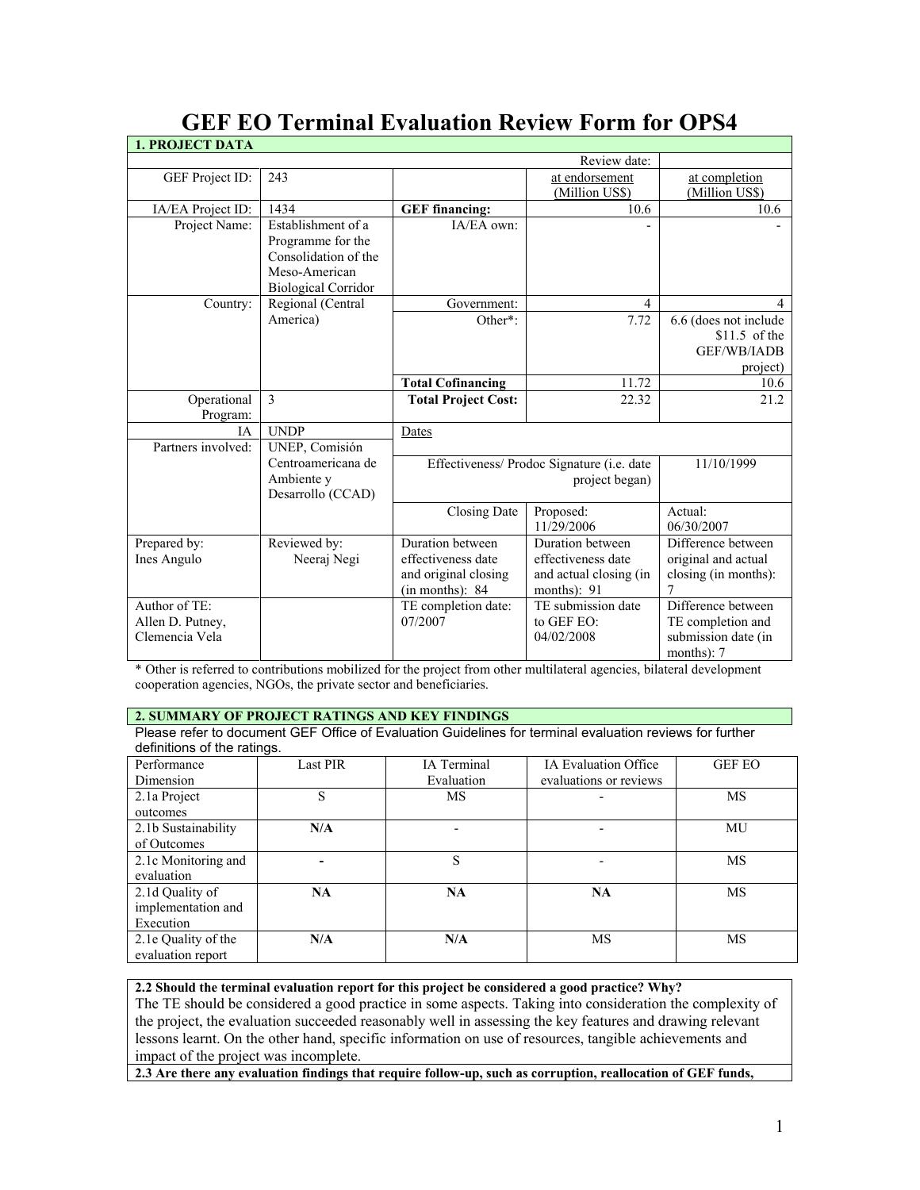# GEF EO Terminal Evaluation Review Form for OPS4

## 1. PROJECT DATA

| | | | Review date: | |
|---|---|---|---|---|
| GEF Project ID: | 243 | | at endorsement (Million US$) | at completion (Million US$) |
| IA/EA Project ID: | 1434 | **GEF financing:** | 10.6 | 10.6 |
| Project Name: | Establishment of a Programme for the Consolidation of the Meso-American Biological Corridor | IA/EA own: | - | - |
| Country: | Regional (Central America) | Government: | 4 | 4 |
| | | Other*: | 7.72 | 6.6 (does not include $11.5 of the GEF/WB/IADB project) |
| | | **Total Cofinancing** | 11.72 | 10.6 |
| Operational Program: | 3 | **Total Project Cost:** | 22.32 | 21.2 |
| IA | UNDP | Dates | | |
| Partners involved: | UNEP, Comisión Centroamericana de Ambiente y Desarrollo (CCAD) | Effectiveness/ Prodoc Signature (i.e. date project began) | | 11/10/1999 |
| | | Closing Date | Proposed: 11/29/2006 | Actual: 06/30/2007 |
| Prepared by: Ines Angulo | Reviewed by: Neeraj Negi | Duration between effectiveness date and original closing (in months): 84 | Duration between effectiveness date and actual closing (in months): 91 | Difference between original and actual closing (in months): 7 |
| Author of TE: Allen D. Putney, Clemencia Vela | | TE completion date: 07/2007 | TE submission date to GEF EO: 04/02/2008 | Difference between TE completion and submission date (in months): 7 |

\* Other is referred to contributions mobilized for the project from other multilateral agencies, bilateral development cooperation agencies, NGOs, the private sector and beneficiaries.

## 2. SUMMARY OF PROJECT RATINGS AND KEY FINDINGS

Please refer to document GEF Office of Evaluation Guidelines for terminal evaluation reviews for further definitions of the ratings.

| Performance Dimension | Last PIR | IA Terminal Evaluation | IA Evaluation Office evaluations or reviews | GEF EO |
|---|---|---|---|---|
| 2.1a Project outcomes | S | MS | - | MS |
| 2.1b Sustainability of Outcomes | **N/A** | - | - | MU |
| 2.1c Monitoring and evaluation | **-** | S | - | MS |
| 2.1d Quality of implementation and Execution | **NA** | **NA** | **NA** | MS |
| 2.1e Quality of the evaluation report | **N/A** | **N/A** | MS | MS |

**2.2 Should the terminal evaluation report for this project be considered a good practice? Why?**

The TE should be considered a good practice in some aspects. Taking into consideration the complexity of the project, the evaluation succeeded reasonably well in assessing the key features and drawing relevant lessons learnt. On the other hand, specific information on use of resources, tangible achievements and impact of the project was incomplete.

**2.3 Are there any evaluation findings that require follow-up, such as corruption, reallocation of GEF funds,**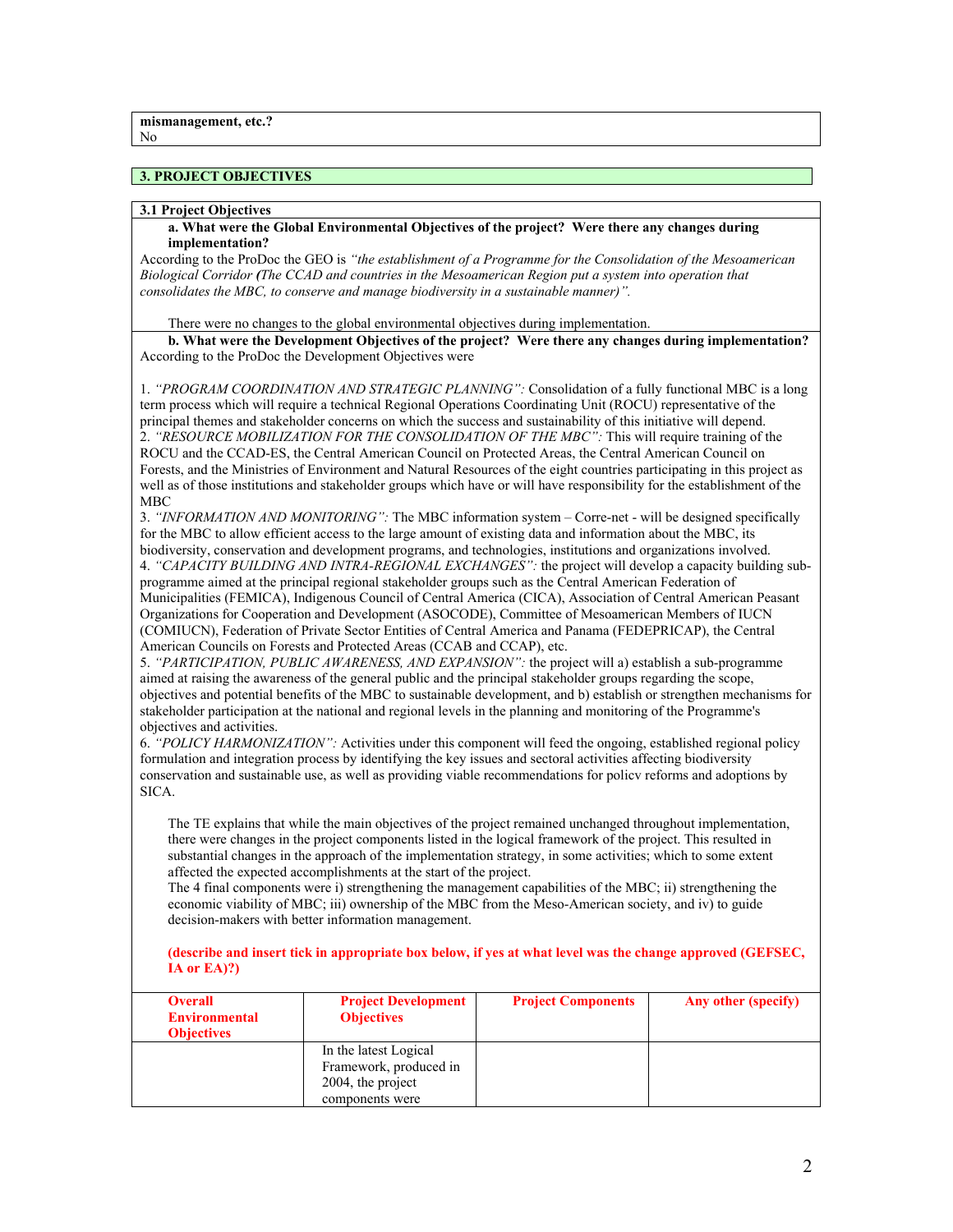**mismanagement, etc.?**
No

## 3. PROJECT OBJECTIVES

### 3.1 Project Objectives

**a. What were the Global Environmental Objectives of the project? Were there any changes during implementation?**

According to the ProDoc the GEO is *"the establishment of a Programme for the Consolidation of the Mesoamerican Biological Corridor **(**The CCAD and countries in the Mesoamerican Region put a system into operation that consolidates the MBC, to conserve and manage biodiversity in a sustainable manner)".*

There were no changes to the global environmental objectives during implementation.

**b. What were the Development Objectives of the project? Were there any changes during implementation?**

According to the ProDoc the Development Objectives were

1. *"PROGRAM COORDINATION AND STRATEGIC PLANNING":* Consolidation of a fully functional MBC is a long term process which will require a technical Regional Operations Coordinating Unit (ROCU) representative of the principal themes and stakeholder concerns on which the success and sustainability of this initiative will depend.
2. *"RESOURCE MOBILIZATION FOR THE CONSOLIDATION OF THE MBC":* This will require training of the ROCU and the CCAD-ES, the Central American Council on Protected Areas, the Central American Council on Forests, and the Ministries of Environment and Natural Resources of the eight countries participating in this project as well as of those institutions and stakeholder groups which have or will have responsibility for the establishment of the MBC
3. *"INFORMATION AND MONITORING":* The MBC information system – Corre-net - will be designed specifically for the MBC to allow efficient access to the large amount of existing data and information about the MBC, its biodiversity, conservation and development programs, and technologies, institutions and organizations involved.
4. *"CAPACITY BUILDING AND INTRA-REGIONAL EXCHANGES":* the project will develop a capacity building sub-programme aimed at the principal regional stakeholder groups such as the Central American Federation of Municipalities (FEMICA), Indigenous Council of Central America (CICA), Association of Central American Peasant Organizations for Cooperation and Development (ASOCODE), Committee of Mesoamerican Members of IUCN (COMIUCN), Federation of Private Sector Entities of Central America and Panama (FEDEPRICAP), the Central American Councils on Forests and Protected Areas (CCAB and CCAP), etc.
5. *"PARTICIPATION, PUBLIC AWARENESS, AND EXPANSION":* the project will a) establish a sub-programme aimed at raising the awareness of the general public and the principal stakeholder groups regarding the scope, objectives and potential benefits of the MBC to sustainable development, and b) establish or strengthen mechanisms for stakeholder participation at the national and regional levels in the planning and monitoring of the Programme's objectives and activities.
6. *"POLICY HARMONIZATION":* Activities under this component will feed the ongoing, established regional policy formulation and integration process by identifying the key issues and sectoral activities affecting biodiversity conservation and sustainable use, as well as providing viable recommendations for policv reforms and adoptions by SICA.

The TE explains that while the main objectives of the project remained unchanged throughout implementation, there were changes in the project components listed in the logical framework of the project. This resulted in substantial changes in the approach of the implementation strategy, in some activities; which to some extent affected the expected accomplishments at the start of the project.
The 4 final components were i) strengthening the management capabilities of the MBC; ii) strengthening the economic viability of MBC; iii) ownership of the MBC from the Meso-American society, and iv) to guide decision-makers with better information management.

**(describe and insert tick in appropriate box below, if yes at what level was the change approved (GEFSEC, IA or EA)?)**

| Overall Environmental Objectives | Project Development Objectives | Project Components | Any other (specify) |
|---|---|---|---|
| | In the latest Logical Framework, produced in 2004, the project components were | | |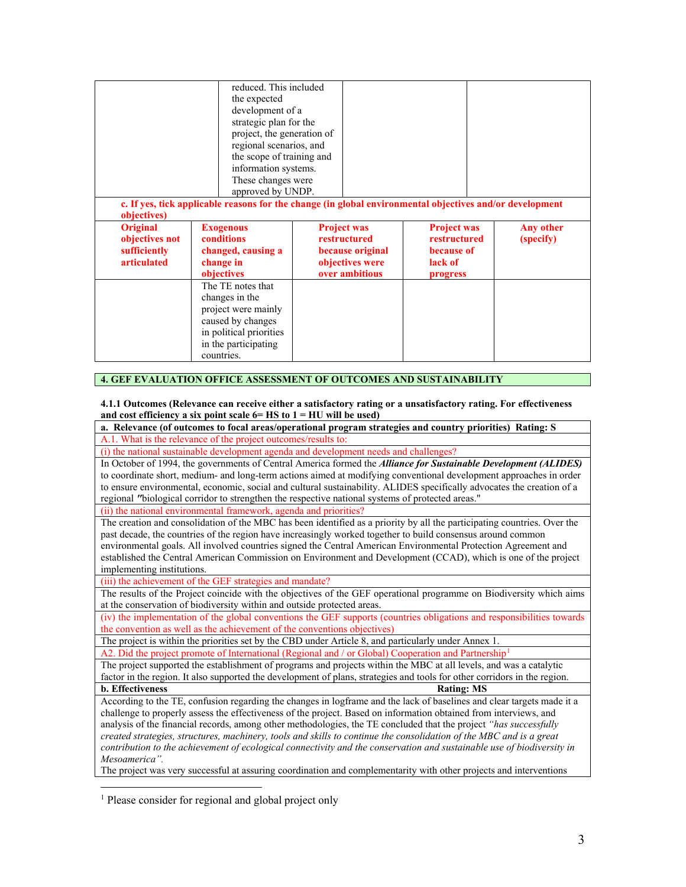| | reduced. This included the expected development of a strategic plan for the project, the generation of regional scenarios, and the scope of training and information systems. These changes were approved by UNDP. | | |
|---|---|---|---|

**c. If yes, tick applicable reasons for the change (in global environmental objectives and/or development objectives)**

| Original objectives not sufficiently articulated | Exogenous conditions changed, causing a change in objectives | Project was restructured because original objectives were over ambitious | Project was restructured because of lack of progress | Any other (specify) |
|---|---|---|---|---|
| | The TE notes that changes in the project were mainly caused by changes in political priorities in the participating countries. | | | |

## 4. GEF EVALUATION OFFICE ASSESSMENT OF OUTCOMES AND SUSTAINABILITY

**4.1.1 Outcomes (Relevance can receive either a satisfactory rating or a unsatisfactory rating. For effectiveness and cost efficiency a six point scale 6= HS to 1 = HU will be used)**

**a. Relevance (of outcomes to focal areas/operational program strategies and country priorities) Rating: S**

A.1. What is the relevance of the project outcomes/results to:

(i) the national sustainable development agenda and development needs and challenges?

In October of 1994, the governments of Central America formed the ***Alliance for Sustainable Development (ALIDES)*** to coordinate short, medium- and long-term actions aimed at modifying conventional development approaches in order to ensure environmental, economic, social and cultural sustainability. ALIDES specifically advocates the creation of a regional "biological corridor to strengthen the respective national systems of protected areas."

(ii) the national environmental framework, agenda and priorities?

The creation and consolidation of the MBC has been identified as a priority by all the participating countries. Over the past decade, the countries of the region have increasingly worked together to build consensus around common environmental goals. All involved countries signed the Central American Environmental Protection Agreement and established the Central American Commission on Environment and Development (CCAD), which is one of the project implementing institutions.

(iii) the achievement of the GEF strategies and mandate?

The results of the Project coincide with the objectives of the GEF operational programme on Biodiversity which aims at the conservation of biodiversity within and outside protected areas.

(iv) the implementation of the global conventions the GEF supports (countries obligations and responsibilities towards the convention as well as the achievement of the conventions objectives)

The project is within the priorities set by the CBD under Article 8, and particularly under Annex 1.

A2. Did the project promote of International (Regional and / or Global) Cooperation and Partnership[1]

The project supported the establishment of programs and projects within the MBC at all levels, and was a catalytic factor in the region. It also supported the development of plans, strategies and tools for other corridors in the region.

**b. Effectiveness Rating: MS**

According to the TE, confusion regarding the changes in logframe and the lack of baselines and clear targets made it a challenge to properly assess the effectiveness of the project. Based on information obtained from interviews, and analysis of the financial records, among other methodologies, the TE concluded that the project *"has successfully created strategies, structures, machinery, tools and skills to continue the consolidation of the MBC and is a great contribution to the achievement of ecological connectivity and the conservation and sustainable use of biodiversity in Mesoamerica".*

The project was very successful at assuring coordination and complementarity with other projects and interventions

[1] Please consider for regional and global project only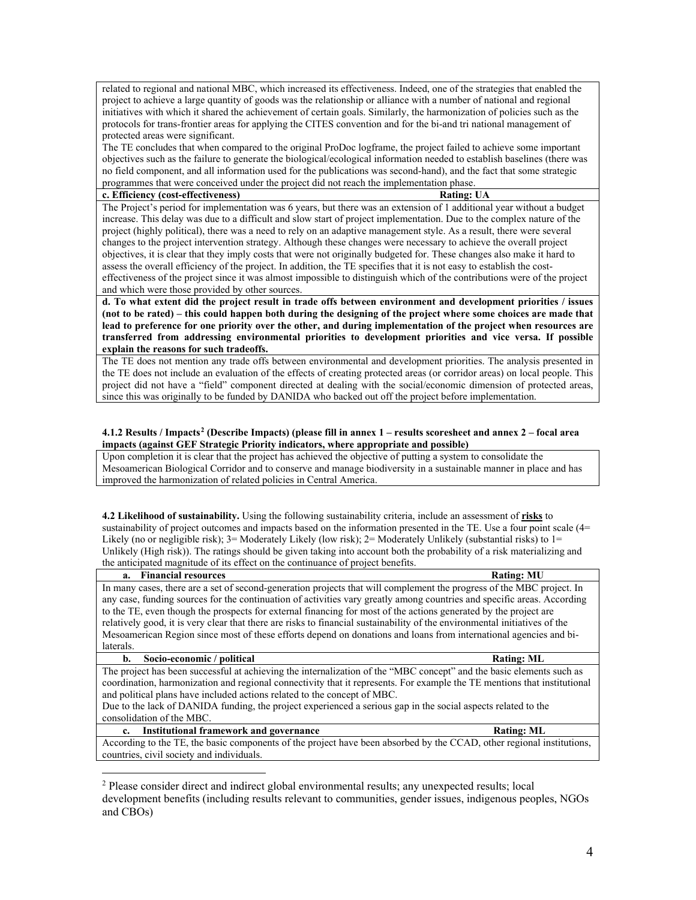related to regional and national MBC, which increased its effectiveness. Indeed, one of the strategies that enabled the project to achieve a large quantity of goods was the relationship or alliance with a number of national and regional initiatives with which it shared the achievement of certain goals. Similarly, the harmonization of policies such as the protocols for trans-frontier areas for applying the CITES convention and for the bi-and tri national management of protected areas were significant.

The TE concludes that when compared to the original ProDoc logframe, the project failed to achieve some important objectives such as the failure to generate the biological/ecological information needed to establish baselines (there was no field component, and all information used for the publications was second-hand), and the fact that some strategic programmes that were conceived under the project did not reach the implementation phase.

**c. Efficiency (cost-effectiveness) — Rating: UA**

The Project's period for implementation was 6 years, but there was an extension of 1 additional year without a budget increase. This delay was due to a difficult and slow start of project implementation. Due to the complex nature of the project (highly political), there was a need to rely on an adaptive management style. As a result, there were several changes to the project intervention strategy. Although these changes were necessary to achieve the overall project objectives, it is clear that they imply costs that were not originally budgeted for. These changes also make it hard to assess the overall efficiency of the project. In addition, the TE specifies that it is not easy to establish the cost-effectiveness of the project since it was almost impossible to distinguish which of the contributions were of the project and which were those provided by other sources.

**d. To what extent did the project result in trade offs between environment and development priorities / issues (not to be rated) – this could happen both during the designing of the project where some choices are made that lead to preference for one priority over the other, and during implementation of the project when resources are transferred from addressing environmental priorities to development priorities and vice versa. If possible explain the reasons for such tradeoffs.**

The TE does not mention any trade offs between environmental and development priorities. The analysis presented in the TE does not include an evaluation of the effects of creating protected areas (or corridor areas) on local people. This project did not have a "field" component directed at dealing with the social/economic dimension of protected areas, since this was originally to be funded by DANIDA who backed out off the project before implementation.

**4.1.2 Results / Impacts[2] (Describe Impacts) (please fill in annex 1 – results scoresheet and annex 2 – focal area impacts (against GEF Strategic Priority indicators, where appropriate and possible)**

Upon completion it is clear that the project has achieved the objective of putting a system to consolidate the Mesoamerican Biological Corridor and to conserve and manage biodiversity in a sustainable manner in place and has improved the harmonization of related policies in Central America.

**4.2 Likelihood of sustainability.** Using the following sustainability criteria, include an assessment of **risks** to sustainability of project outcomes and impacts based on the information presented in the TE. Use a four point scale (4= Likely (no or negligible risk); 3= Moderately Likely (low risk); 2= Moderately Unlikely (substantial risks) to 1= Unlikely (High risk)). The ratings should be given taking into account both the probability of a risk materializing and the anticipated magnitude of its effect on the continuance of project benefits.

**a. Financial resources — Rating: MU**

In many cases, there are a set of second-generation projects that will complement the progress of the MBC project. In any case, funding sources for the continuation of activities vary greatly among countries and specific areas. According to the TE, even though the prospects for external financing for most of the actions generated by the project are relatively good, it is very clear that there are risks to financial sustainability of the environmental initiatives of the Mesoamerican Region since most of these efforts depend on donations and loans from international agencies and bi-laterals.

**b. Socio-economic / political — Rating: ML**

The project has been successful at achieving the internalization of the "MBC concept" and the basic elements such as coordination, harmonization and regional connectivity that it represents. For example the TE mentions that institutional and political plans have included actions related to the concept of MBC.

Due to the lack of DANIDA funding, the project experienced a serious gap in the social aspects related to the consolidation of the MBC.

**c. Institutional framework and governance — Rating: ML**

According to the TE, the basic components of the project have been absorbed by the CCAD, other regional institutions, countries, civil society and individuals.

---

[2] Please consider direct and indirect global environmental results; any unexpected results; local development benefits (including results relevant to communities, gender issues, indigenous peoples, NGOs and CBOs)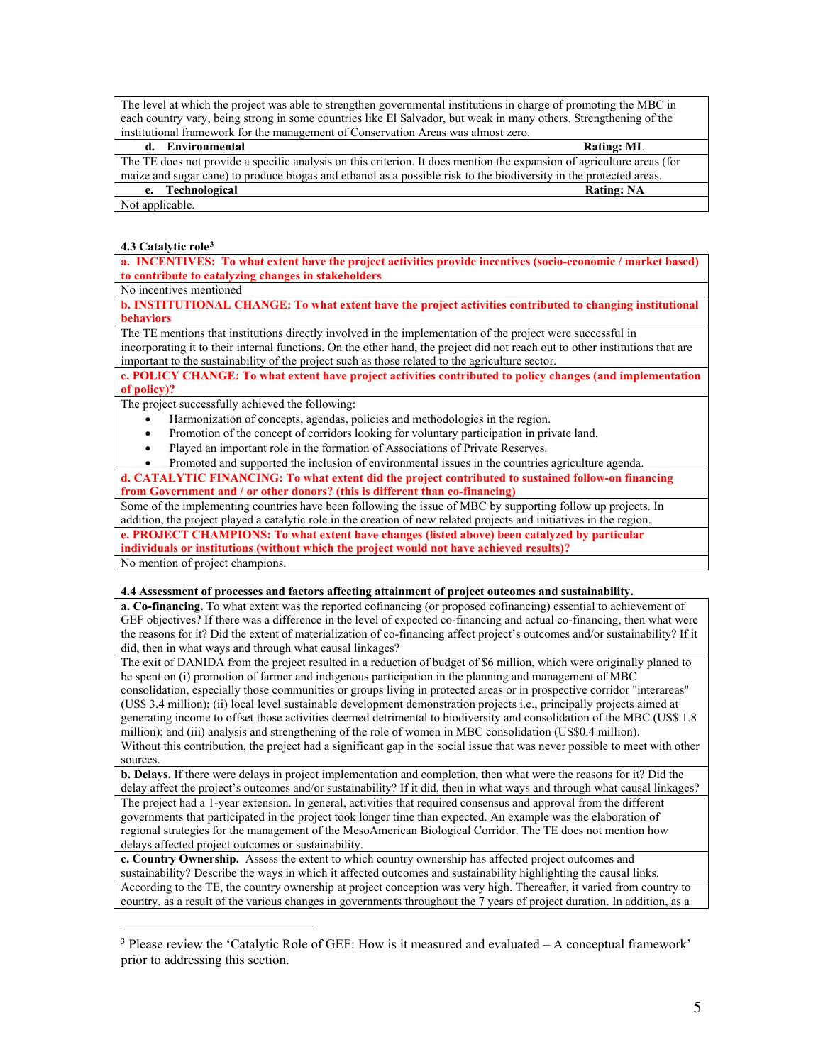| The level at which the project was able to strengthen governmental institutions in charge of promoting the MBC in each country vary, being strong in some countries like El Salvador, but weak in many others. Strengthening of the institutional framework for the management of Conservation Areas was almost zero. |
|---|
| **d. Environmental** **Rating: ML** |
| The TE does not provide a specific analysis on this criterion. It does mention the expansion of agriculture areas (for maize and sugar cane) to produce biogas and ethanol as a possible risk to the biodiversity in the protected areas. |
| **e. Technological** **Rating: NA** |
| Not applicable. |

**4.3 Catalytic role**[3]

| **a. INCENTIVES: To what extent have the project activities provide incentives (socio-economic / market based) to contribute to catalyzing changes in stakeholders** |
|---|
| No incentives mentioned |
| **b. INSTITUTIONAL CHANGE: To what extent have the project activities contributed to changing institutional behaviors** |
| The TE mentions that institutions directly involved in the implementation of the project were successful in incorporating it to their internal functions. On the other hand, the project did not reach out to other institutions that are important to the sustainability of the project such as those related to the agriculture sector. |
| **c. POLICY CHANGE: To what extent have project activities contributed to policy changes (and implementation of policy)?** |
| The project successfully achieved the following:<br>• Harmonization of concepts, agendas, policies and methodologies in the region.<br>• Promotion of the concept of corridors looking for voluntary participation in private land.<br>• Played an important role in the formation of Associations of Private Reserves.<br>• Promoted and supported the inclusion of environmental issues in the countries agriculture agenda. |
| **d. CATALYTIC FINANCING: To what extent did the project contributed to sustained follow-on financing from Government and / or other donors? (this is different than co-financing)** |
| Some of the implementing countries have been following the issue of MBC by supporting follow up projects. In addition, the project played a catalytic role in the creation of new related projects and initiatives in the region. |
| **e. PROJECT CHAMPIONS: To what extent have changes (listed above) been catalyzed by particular individuals or institutions (without which the project would not have achieved results)?** |
| No mention of project champions. |

**4.4 Assessment of processes and factors affecting attainment of project outcomes and sustainability.**

| **a. Co-financing.** To what extent was the reported cofinancing (or proposed cofinancing) essential to achievement of GEF objectives? If there was a difference in the level of expected co-financing and actual co-financing, then what were the reasons for it? Did the extent of materialization of co-financing affect project's outcomes and/or sustainability? If it did, then in what ways and through what causal linkages? |
|---|
| The exit of DANIDA from the project resulted in a reduction of budget of $6 million, which were originally planed to be spent on (i) promotion of farmer and indigenous participation in the planning and management of MBC consolidation, especially those communities or groups living in protected areas or in prospective corridor "interareas" (US$ 3.4 million); (ii) local level sustainable development demonstration projects i.e., principally projects aimed at generating income to offset those activities deemed detrimental to biodiversity and consolidation of the MBC (US$ 1.8 million); and (iii) analysis and strengthening of the role of women in MBC consolidation (US$0.4 million).<br>Without this contribution, the project had a significant gap in the social issue that was never possible to meet with other sources. |
| **b. Delays.** If there were delays in project implementation and completion, then what were the reasons for it? Did the delay affect the project's outcomes and/or sustainability? If it did, then in what ways and through what causal linkages? |
| The project had a 1-year extension. In general, activities that required consensus and approval from the different governments that participated in the project took longer time than expected. An example was the elaboration of regional strategies for the management of the MesoAmerican Biological Corridor. The TE does not mention how delays affected project outcomes or sustainability. |
| **c. Country Ownership.** Assess the extent to which country ownership has affected project outcomes and sustainability? Describe the ways in which it affected outcomes and sustainability highlighting the causal links. |
| According to the TE, the country ownership at project conception was very high. Thereafter, it varied from country to country, as a result of the various changes in governments throughout the 7 years of project duration. In addition, as a |

[3] Please review the 'Catalytic Role of GEF: How is it measured and evaluated – A conceptual framework' prior to addressing this section.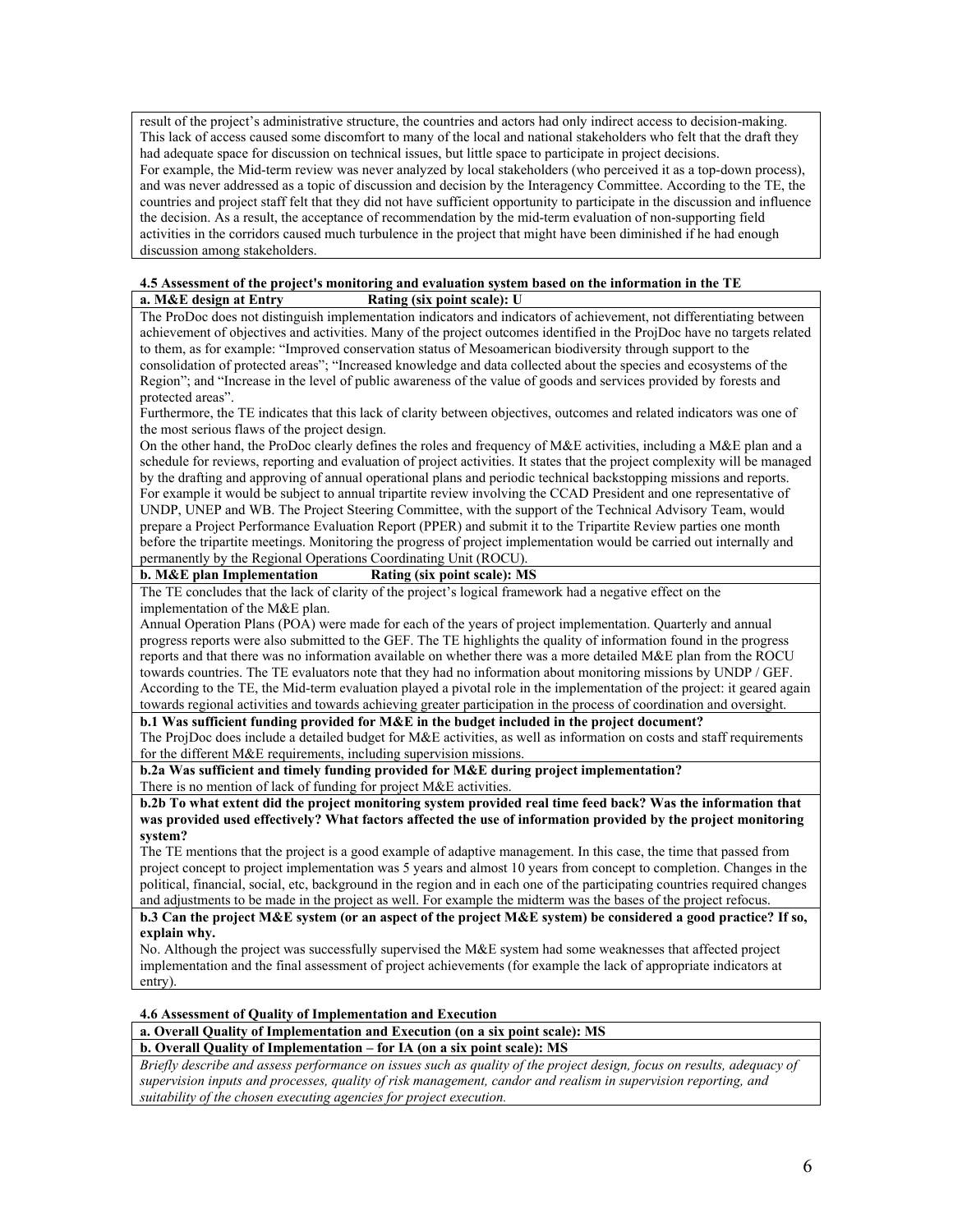result of the project's administrative structure, the countries and actors had only indirect access to decision-making. This lack of access caused some discomfort to many of the local and national stakeholders who felt that the draft they had adequate space for discussion on technical issues, but little space to participate in project decisions.
For example, the Mid-term review was never analyzed by local stakeholders (who perceived it as a top-down process), and was never addressed as a topic of discussion and decision by the Interagency Committee. According to the TE, the countries and project staff felt that they did not have sufficient opportunity to participate in the discussion and influence the decision. As a result, the acceptance of recommendation by the mid-term evaluation of non-supporting field activities in the corridors caused much turbulence in the project that might have been diminished if he had enough discussion among stakeholders.

**4.5 Assessment of the project's monitoring and evaluation system based on the information in the TE**

**a. M&E design at Entry Rating (six point scale): U**

The ProDoc does not distinguish implementation indicators and indicators of achievement, not differentiating between achievement of objectives and activities. Many of the project outcomes identified in the ProjDoc have no targets related to them, as for example: "Improved conservation status of Mesoamerican biodiversity through support to the consolidation of protected areas"; "Increased knowledge and data collected about the species and ecosystems of the Region"; and "Increase in the level of public awareness of the value of goods and services provided by forests and protected areas".
Furthermore, the TE indicates that this lack of clarity between objectives, outcomes and related indicators was one of the most serious flaws of the project design.
On the other hand, the ProDoc clearly defines the roles and frequency of M&E activities, including a M&E plan and a schedule for reviews, reporting and evaluation of project activities. It states that the project complexity will be managed by the drafting and approving of annual operational plans and periodic technical backstopping missions and reports. For example it would be subject to annual tripartite review involving the CCAD President and one representative of UNDP, UNEP and WB. The Project Steering Committee, with the support of the Technical Advisory Team, would prepare a Project Performance Evaluation Report (PPER) and submit it to the Tripartite Review parties one month before the tripartite meetings. Monitoring the progress of project implementation would be carried out internally and permanently by the Regional Operations Coordinating Unit (ROCU).

**b. M&E plan Implementation Rating (six point scale): MS**

The TE concludes that the lack of clarity of the project's logical framework had a negative effect on the implementation of the M&E plan.
Annual Operation Plans (POA) were made for each of the years of project implementation. Quarterly and annual progress reports were also submitted to the GEF. The TE highlights the quality of information found in the progress reports and that there was no information available on whether there was a more detailed M&E plan from the ROCU towards countries. The TE evaluators note that they had no information about monitoring missions by UNDP / GEF.
According to the TE, the Mid-term evaluation played a pivotal role in the implementation of the project: it geared again towards regional activities and towards achieving greater participation in the process of coordination and oversight.

**b.1 Was sufficient funding provided for M&E in the budget included in the project document?**

The ProjDoc does include a detailed budget for M&E activities, as well as information on costs and staff requirements for the different M&E requirements, including supervision missions.

**b.2a Was sufficient and timely funding provided for M&E during project implementation?**

There is no mention of lack of funding for project M&E activities.

**b.2b To what extent did the project monitoring system provided real time feed back? Was the information that was provided used effectively? What factors affected the use of information provided by the project monitoring system?**

The TE mentions that the project is a good example of adaptive management. In this case, the time that passed from project concept to project implementation was 5 years and almost 10 years from concept to completion. Changes in the political, financial, social, etc, background in the region and in each one of the participating countries required changes and adjustments to be made in the project as well. For example the midterm was the bases of the project refocus.

**b.3 Can the project M&E system (or an aspect of the project M&E system) be considered a good practice? If so, explain why.**

No. Although the project was successfully supervised the M&E system had some weaknesses that affected project implementation and the final assessment of project achievements (for example the lack of appropriate indicators at entry).

**4.6 Assessment of Quality of Implementation and Execution**

**a. Overall Quality of Implementation and Execution (on a six point scale): MS**

**b. Overall Quality of Implementation – for IA (on a six point scale): MS**

*Briefly describe and assess performance on issues such as quality of the project design, focus on results, adequacy of supervision inputs and processes, quality of risk management, candor and realism in supervision reporting, and suitability of the chosen executing agencies for project execution.*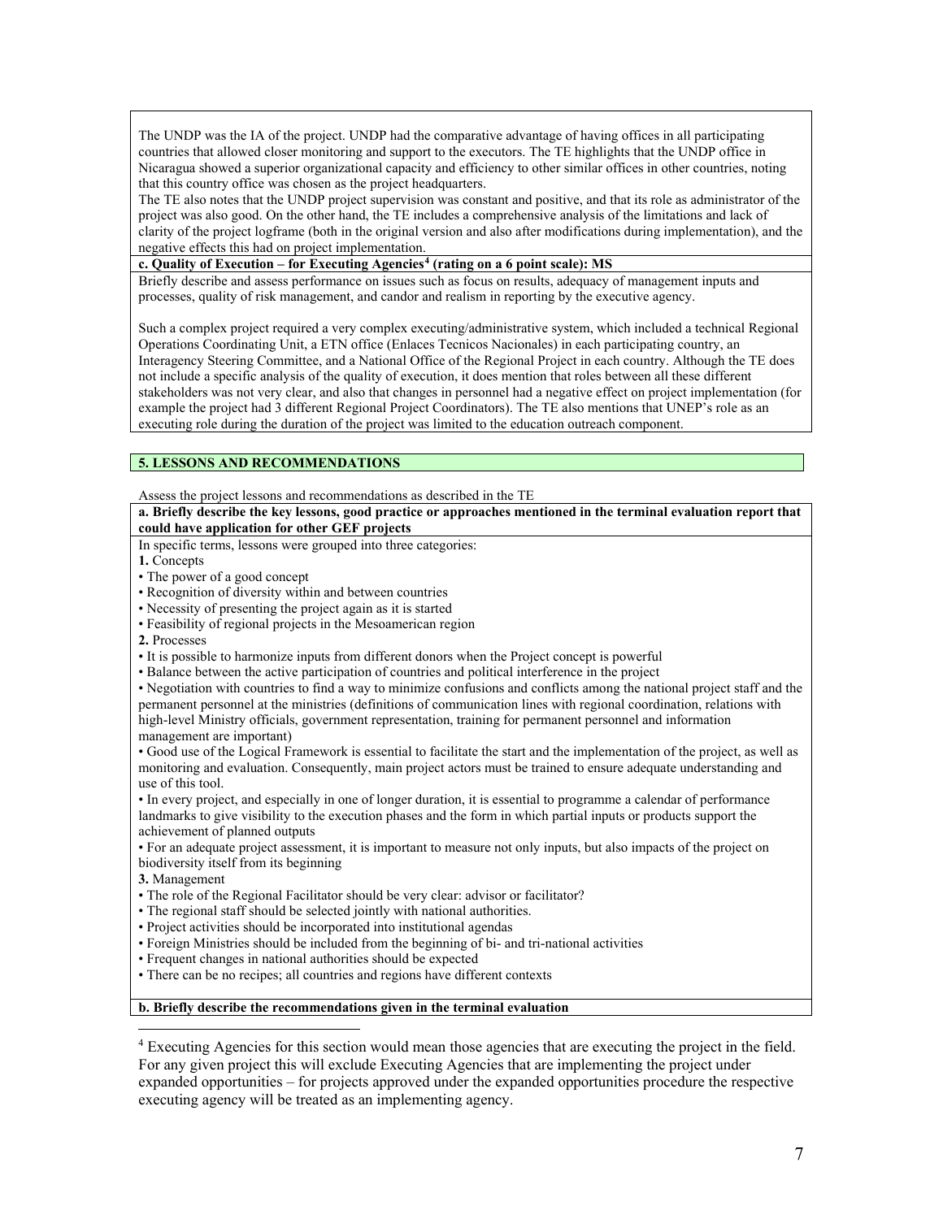The UNDP was the IA of the project. UNDP had the comparative advantage of having offices in all participating countries that allowed closer monitoring and support to the executors. The TE highlights that the UNDP office in Nicaragua showed a superior organizational capacity and efficiency to other similar offices in other countries, noting that this country office was chosen as the project headquarters.

The TE also notes that the UNDP project supervision was constant and positive, and that its role as administrator of the project was also good. On the other hand, the TE includes a comprehensive analysis of the limitations and lack of clarity of the project logframe (both in the original version and also after modifications during implementation), and the negative effects this had on project implementation.

**c. Quality of Execution – for Executing Agencies[4] (rating on a 6 point scale): MS**

Briefly describe and assess performance on issues such as focus on results, adequacy of management inputs and processes, quality of risk management, and candor and realism in reporting by the executive agency.

Such a complex project required a very complex executing/administrative system, which included a technical Regional Operations Coordinating Unit, a ETN office (Enlaces Tecnicos Nacionales) in each participating country, an Interagency Steering Committee, and a National Office of the Regional Project in each country. Although the TE does not include a specific analysis of the quality of execution, it does mention that roles between all these different stakeholders was not very clear, and also that changes in personnel had a negative effect on project implementation (for example the project had 3 different Regional Project Coordinators). The TE also mentions that UNEP's role as an executing role during the duration of the project was limited to the education outreach component.

## 5. LESSONS AND RECOMMENDATIONS

Assess the project lessons and recommendations as described in the TE

**a. Briefly describe the key lessons, good practice or approaches mentioned in the terminal evaluation report that could have application for other GEF projects**

In specific terms, lessons were grouped into three categories:

**1.** Concepts

- The power of a good concept
- Recognition of diversity within and between countries
- Necessity of presenting the project again as it is started
- Feasibility of regional projects in the Mesoamerican region

**2.** Processes

- It is possible to harmonize inputs from different donors when the Project concept is powerful
- Balance between the active participation of countries and political interference in the project
- Negotiation with countries to find a way to minimize confusions and conflicts among the national project staff and the permanent personnel at the ministries (definitions of communication lines with regional coordination, relations with high-level Ministry officials, government representation, training for permanent personnel and information management are important)
- Good use of the Logical Framework is essential to facilitate the start and the implementation of the project, as well as monitoring and evaluation. Consequently, main project actors must be trained to ensure adequate understanding and use of this tool.
- In every project, and especially in one of longer duration, it is essential to programme a calendar of performance landmarks to give visibility to the execution phases and the form in which partial inputs or products support the achievement of planned outputs
- For an adequate project assessment, it is important to measure not only inputs, but also impacts of the project on biodiversity itself from its beginning

**3.** Management

- The role of the Regional Facilitator should be very clear: advisor or facilitator?
- The regional staff should be selected jointly with national authorities.
- Project activities should be incorporated into institutional agendas
- Foreign Ministries should be included from the beginning of bi- and tri-national activities
- Frequent changes in national authorities should be expected
- There can be no recipes; all countries and regions have different contexts

**b. Briefly describe the recommendations given in the terminal evaluation**

---

[4] Executing Agencies for this section would mean those agencies that are executing the project in the field. For any given project this will exclude Executing Agencies that are implementing the project under expanded opportunities – for projects approved under the expanded opportunities procedure the respective executing agency will be treated as an implementing agency.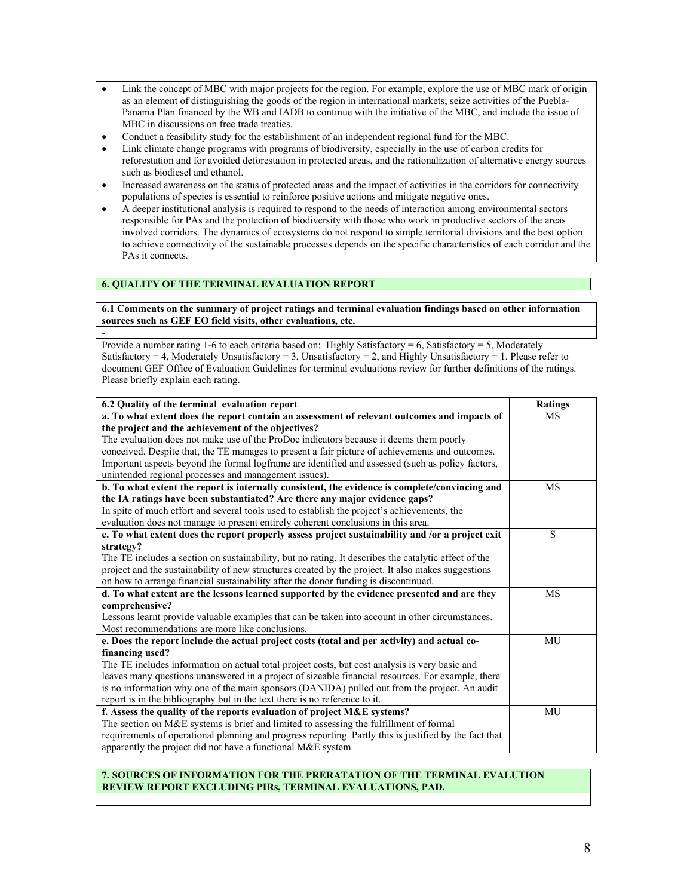- Link the concept of MBC with major projects for the region. For example, explore the use of MBC mark of origin as an element of distinguishing the goods of the region in international markets; seize activities of the Puebla-Panama Plan financed by the WB and IADB to continue with the initiative of the MBC, and include the issue of MBC in discussions on free trade treaties.
- Conduct a feasibility study for the establishment of an independent regional fund for the MBC.
- Link climate change programs with programs of biodiversity, especially in the use of carbon credits for reforestation and for avoided deforestation in protected areas, and the rationalization of alternative energy sources such as biodiesel and ethanol.
- Increased awareness on the status of protected areas and the impact of activities in the corridors for connectivity populations of species is essential to reinforce positive actions and mitigate negative ones.
- A deeper institutional analysis is required to respond to the needs of interaction among environmental sectors responsible for PAs and the protection of biodiversity with those who work in productive sectors of the areas involved corridors. The dynamics of ecosystems do not respond to simple territorial divisions and the best option to achieve connectivity of the sustainable processes depends on the specific characteristics of each corridor and the PAs it connects.

## 6. QUALITY OF THE TERMINAL EVALUATION REPORT

**6.1 Comments on the summary of project ratings and terminal evaluation findings based on other information sources such as GEF EO field visits, other evaluations, etc.**

-

Provide a number rating 1-6 to each criteria based on: Highly Satisfactory = 6, Satisfactory = 5, Moderately Satisfactory = 4, Moderately Unsatisfactory = 3, Unsatisfactory = 2, and Highly Unsatisfactory = 1. Please refer to document GEF Office of Evaluation Guidelines for terminal evaluations review for further definitions of the ratings. Please briefly explain each rating.

| 6.2 Quality of the terminal evaluation report | Ratings |
|---|---|
| **a. To what extent does the report contain an assessment of relevant outcomes and impacts of the project and the achievement of the objectives?** The evaluation does not make use of the ProDoc indicators because it deems them poorly conceived. Despite that, the TE manages to present a fair picture of achievements and outcomes. Important aspects beyond the formal logframe are identified and assessed (such as policy factors, unintended regional processes and management issues). | MS |
| **b. To what extent the report is internally consistent, the evidence is complete/convincing and the IA ratings have been substantiated? Are there any major evidence gaps?** In spite of much effort and several tools used to establish the project's achievements, the evaluation does not manage to present entirely coherent conclusions in this area. | MS |
| **c. To what extent does the report properly assess project sustainability and /or a project exit strategy?** The TE includes a section on sustainability, but no rating. It describes the catalytic effect of the project and the sustainability of new structures created by the project. It also makes suggestions on how to arrange financial sustainability after the donor funding is discontinued. | S |
| **d. To what extent are the lessons learned supported by the evidence presented and are they comprehensive?** Lessons learnt provide valuable examples that can be taken into account in other circumstances. Most recommendations are more like conclusions. | MS |
| **e. Does the report include the actual project costs (total and per activity) and actual co-financing used?** The TE includes information on actual total project costs, but cost analysis is very basic and leaves many questions unanswered in a project of sizeable financial resources. For example, there is no information why one of the main sponsors (DANIDA) pulled out from the project. An audit report is in the bibliography but in the text there is no reference to it. | MU |
| **f. Assess the quality of the reports evaluation of project M&E systems?** The section on M&E systems is brief and limited to assessing the fulfillment of formal requirements of operational planning and progress reporting. Partly this is justified by the fact that apparently the project did not have a functional M&E system. | MU |

## 7. SOURCES OF INFORMATION FOR THE PRERATATION OF THE TERMINAL EVALUTION REVIEW REPORT EXCLUDING PIRs, TERMINAL EVALUATIONS, PAD.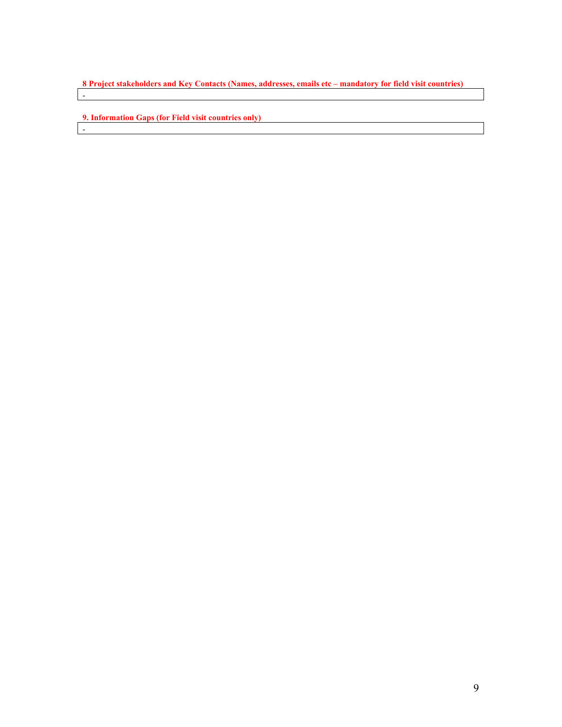**8 Project stakeholders and Key Contacts (Names, addresses, emails etc – mandatory for field visit countries)**

| |
|---|
| - |

**9. Information Gaps (for Field visit countries only)**

| |
|---|
| - |